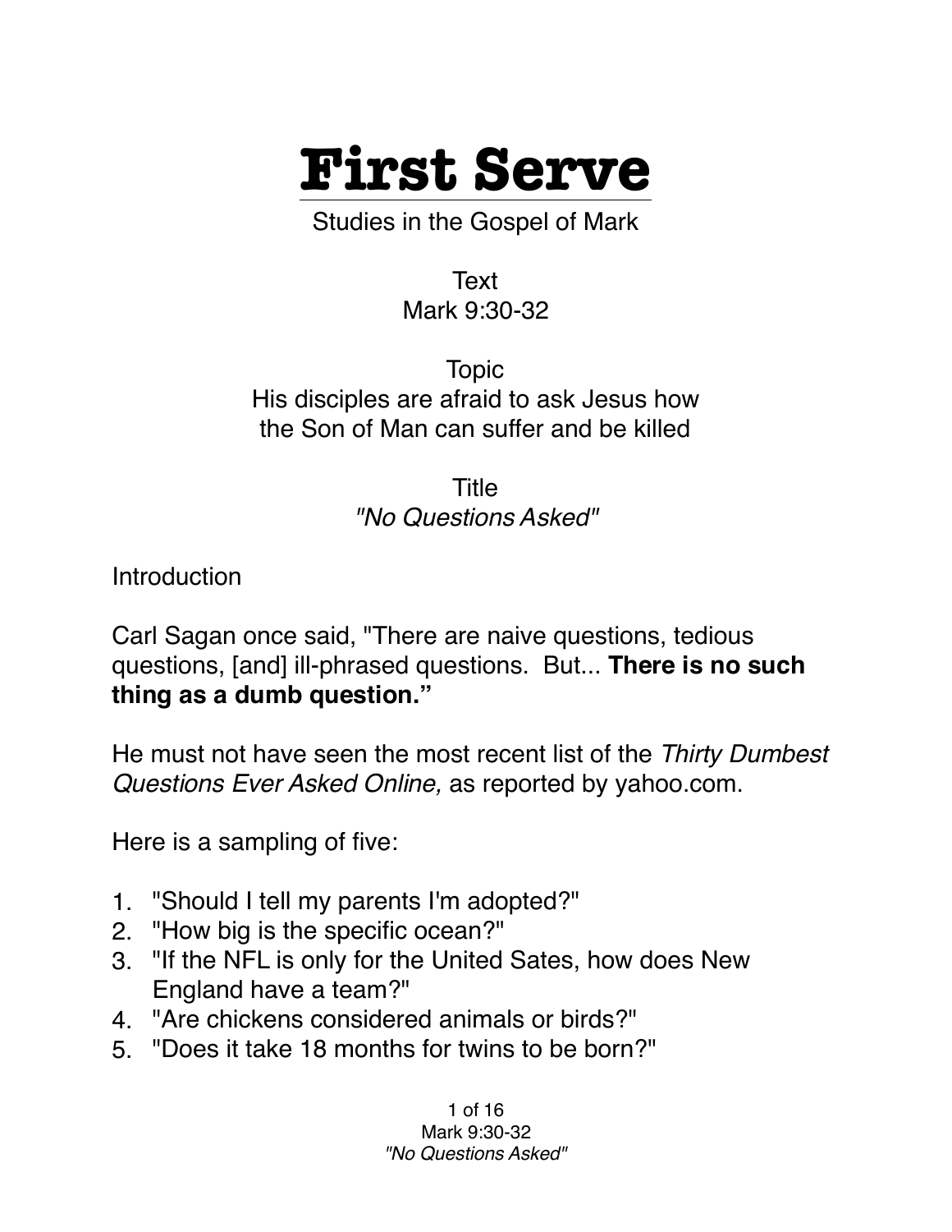# First Serve

Studies in the Gospel of Mark

Text
Mark 9:30-32

Topic
His disciples are afraid to ask Jesus how the Son of Man can suffer and be killed

Title
*"No Questions Asked"*

Introduction

Carl Sagan once said, "There are naive questions, tedious questions, [and] ill-phrased questions. But... **There is no such thing as a dumb question."**

He must not have seen the most recent list of the *Thirty Dumbest Questions Ever Asked Online,* as reported by yahoo.com.

Here is a sampling of five:

1. "Should I tell my parents I'm adopted?"
2. "How big is the specific ocean?"
3. "If the NFL is only for the United Sates, how does New England have a team?"
4. "Are chickens considered animals or birds?"
5. "Does it take 18 months for twins to be born?"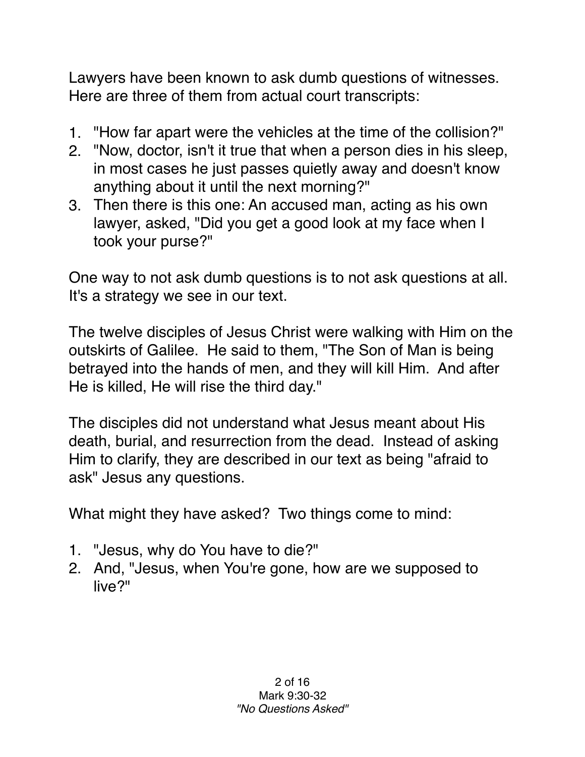Lawyers have been known to ask dumb questions of witnesses. Here are three of them from actual court transcripts:

1. "How far apart were the vehicles at the time of the collision?"
2. "Now, doctor, isn't it true that when a person dies in his sleep, in most cases he just passes quietly away and doesn't know anything about it until the next morning?"
3. Then there is this one: An accused man, acting as his own lawyer, asked, "Did you get a good look at my face when I took your purse?"

One way to not ask dumb questions is to not ask questions at all. It's a strategy we see in our text.

The twelve disciples of Jesus Christ were walking with Him on the outskirts of Galilee. He said to them, "The Son of Man is being betrayed into the hands of men, and they will kill Him. And after He is killed, He will rise the third day."

The disciples did not understand what Jesus meant about His death, burial, and resurrection from the dead. Instead of asking Him to clarify, they are described in our text as being "afraid to ask" Jesus any questions.

What might they have asked? Two things come to mind:

1. "Jesus, why do You have to die?"
2. And, "Jesus, when You're gone, how are we supposed to live?"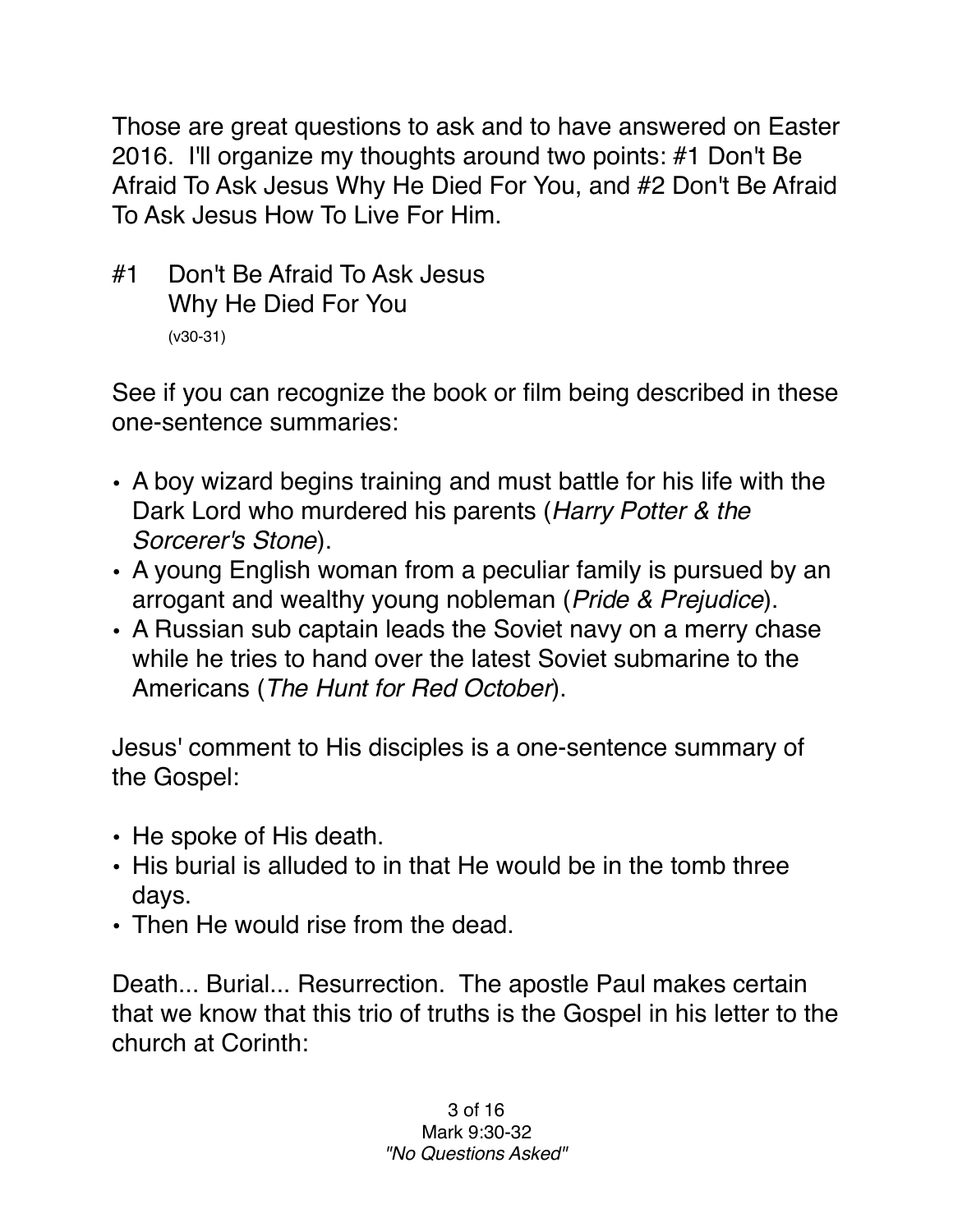Those are great questions to ask and to have answered on Easter 2016. I'll organize my thoughts around two points: #1 Don't Be Afraid To Ask Jesus Why He Died For You, and #2 Don't Be Afraid To Ask Jesus How To Live For Him.

## #1 Don't Be Afraid To Ask Jesus Why He Died For You

(v30-31)

See if you can recognize the book or film being described in these one-sentence summaries:

- A boy wizard begins training and must battle for his life with the Dark Lord who murdered his parents (*Harry Potter & the Sorcerer's Stone*).
- A young English woman from a peculiar family is pursued by an arrogant and wealthy young nobleman (*Pride & Prejudice*).
- A Russian sub captain leads the Soviet navy on a merry chase while he tries to hand over the latest Soviet submarine to the Americans (*The Hunt for Red October*).

Jesus' comment to His disciples is a one-sentence summary of the Gospel:

- He spoke of His death.
- His burial is alluded to in that He would be in the tomb three days.
- Then He would rise from the dead.

Death... Burial... Resurrection. The apostle Paul makes certain that we know that this trio of truths is the Gospel in his letter to the church at Corinth: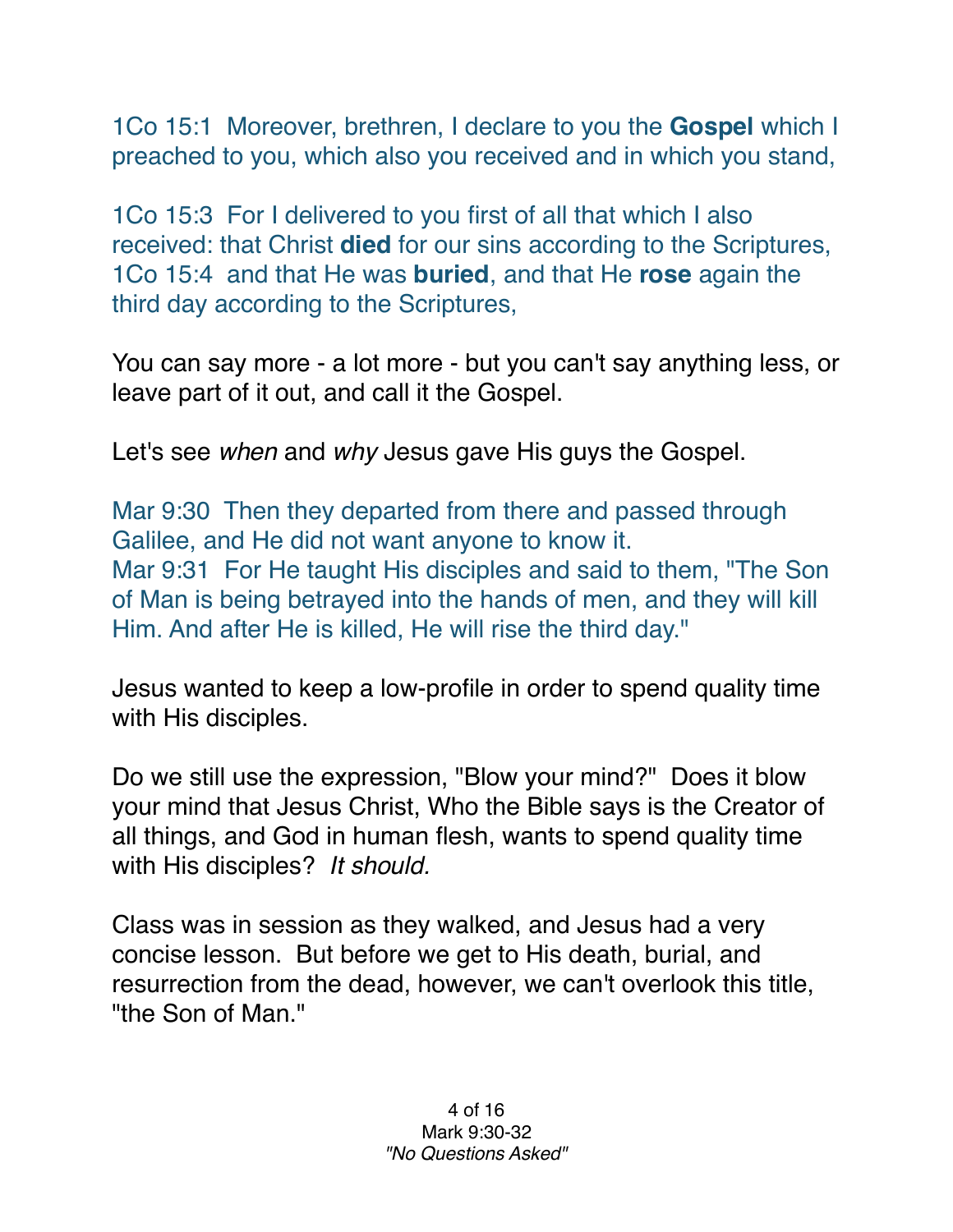1Co 15:1  Moreover, brethren, I declare to you the **Gospel** which I preached to you, which also you received and in which you stand,

1Co 15:3  For I delivered to you first of all that which I also received: that Christ **died** for our sins according to the Scriptures,
1Co 15:4  and that He was **buried**, and that He **rose** again the third day according to the Scriptures,

You can say more - a lot more - but you can't say anything less, or leave part of it out, and call it the Gospel.

Let's see *when* and *why* Jesus gave His guys the Gospel.

Mar 9:30  Then they departed from there and passed through Galilee, and He did not want anyone to know it.
Mar 9:31  For He taught His disciples and said to them, "The Son of Man is being betrayed into the hands of men, and they will kill Him. And after He is killed, He will rise the third day."

Jesus wanted to keep a low-profile in order to spend quality time with His disciples.

Do we still use the expression, "Blow your mind?"  Does it blow your mind that Jesus Christ, Who the Bible says is the Creator of all things, and God in human flesh, wants to spend quality time with His disciples?  *It should.*

Class was in session as they walked, and Jesus had a very concise lesson.  But before we get to His death, burial, and resurrection from the dead, however, we can't overlook this title, "the Son of Man."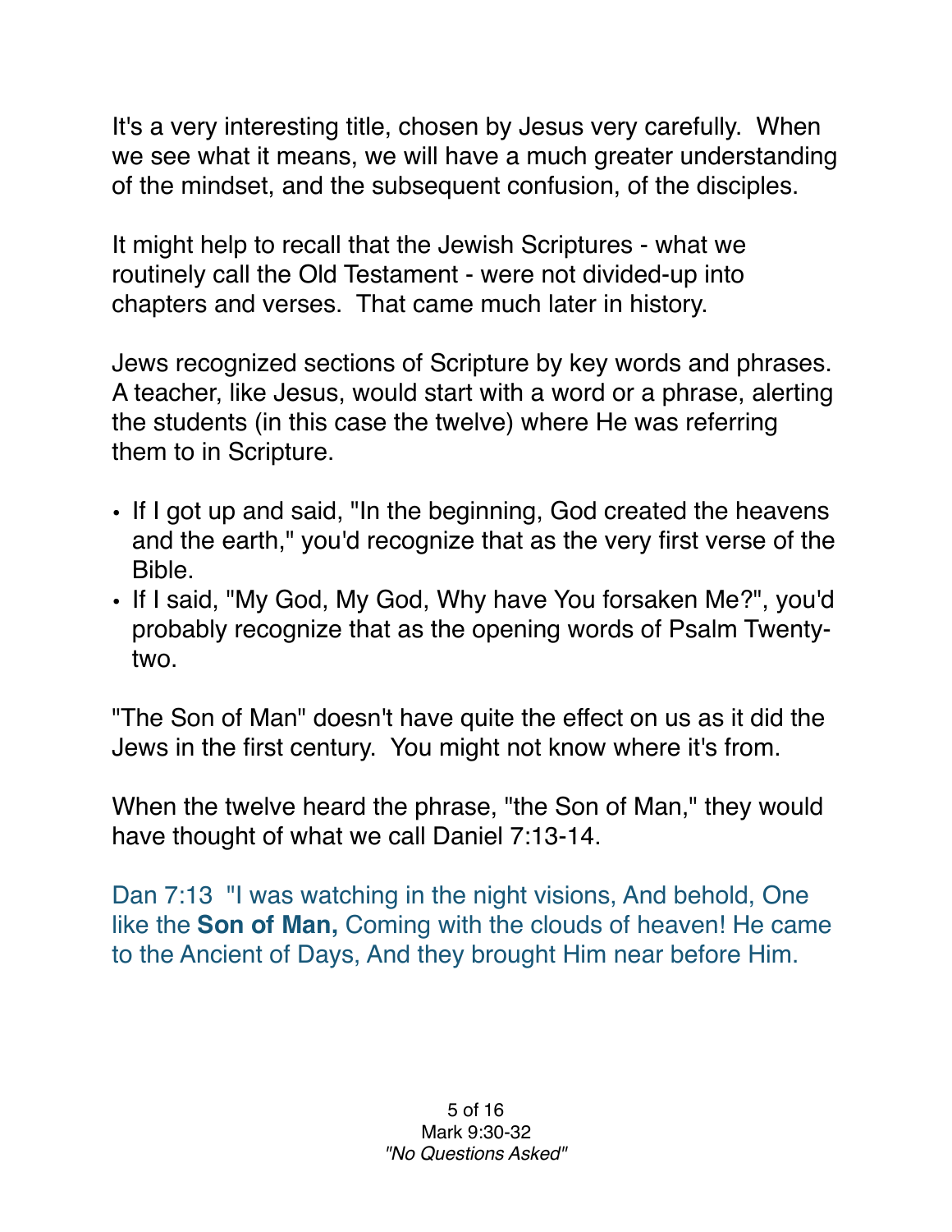It's a very interesting title, chosen by Jesus very carefully. When we see what it means, we will have a much greater understanding of the mindset, and the subsequent confusion, of the disciples.

It might help to recall that the Jewish Scriptures - what we routinely call the Old Testament - were not divided-up into chapters and verses. That came much later in history.

Jews recognized sections of Scripture by key words and phrases. A teacher, like Jesus, would start with a word or a phrase, alerting the students (in this case the twelve) where He was referring them to in Scripture.

- If I got up and said, "In the beginning, God created the heavens and the earth," you'd recognize that as the very first verse of the Bible.
- If I said, "My God, My God, Why have You forsaken Me?", you'd probably recognize that as the opening words of Psalm Twenty-two.

"The Son of Man" doesn't have quite the effect on us as it did the Jews in the first century. You might not know where it's from.

When the twelve heard the phrase, "the Son of Man," they would have thought of what we call Daniel 7:13-14.

Dan 7:13 "I was watching in the night visions, And behold, One like the **Son of Man,** Coming with the clouds of heaven! He came to the Ancient of Days, And they brought Him near before Him.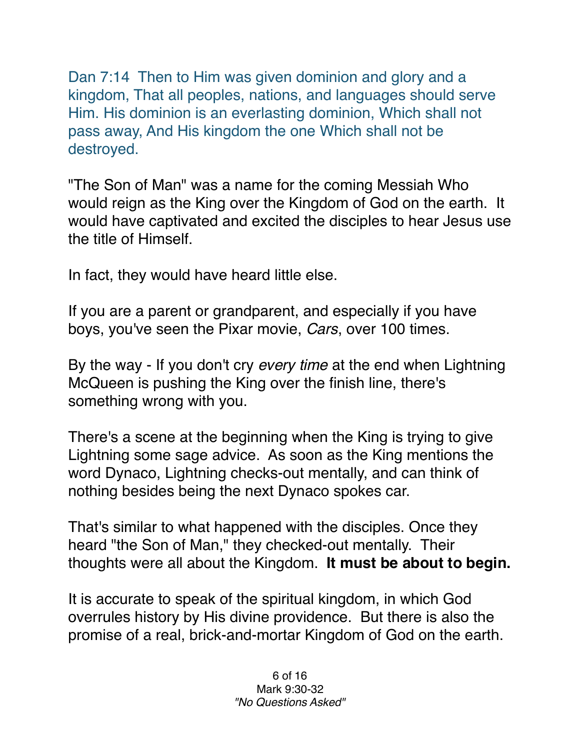Dan 7:14 Then to Him was given dominion and glory and a kingdom, That all peoples, nations, and languages should serve Him. His dominion is an everlasting dominion, Which shall not pass away, And His kingdom the one Which shall not be destroyed.

"The Son of Man" was a name for the coming Messiah Who would reign as the King over the Kingdom of God on the earth. It would have captivated and excited the disciples to hear Jesus use the title of Himself.

In fact, they would have heard little else.

If you are a parent or grandparent, and especially if you have boys, you've seen the Pixar movie, *Cars*, over 100 times.

By the way - If you don't cry *every time* at the end when Lightning McQueen is pushing the King over the finish line, there's something wrong with you.

There's a scene at the beginning when the King is trying to give Lightning some sage advice. As soon as the King mentions the word Dynaco, Lightning checks-out mentally, and can think of nothing besides being the next Dynaco spokes car.

That's similar to what happened with the disciples. Once they heard "the Son of Man," they checked-out mentally. Their thoughts were all about the Kingdom. **It must be about to begin.**

It is accurate to speak of the spiritual kingdom, in which God overrules history by His divine providence. But there is also the promise of a real, brick-and-mortar Kingdom of God on the earth.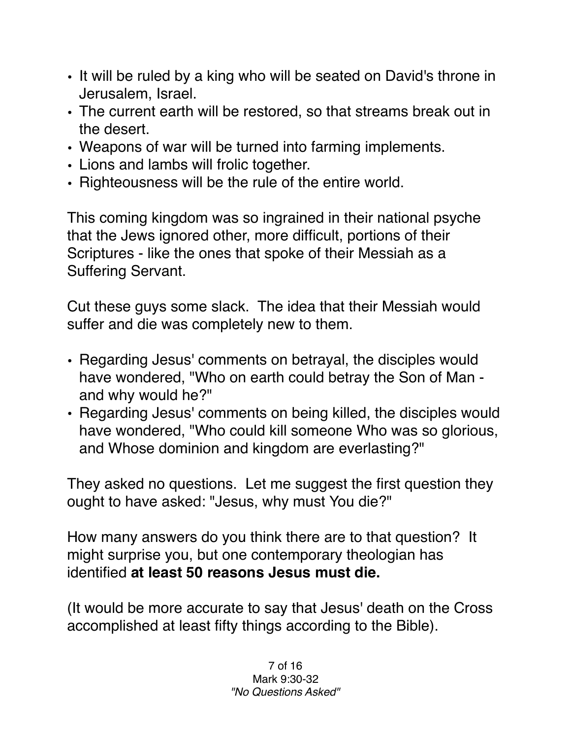- It will be ruled by a king who will be seated on David's throne in Jerusalem, Israel.
- The current earth will be restored, so that streams break out in the desert.
- Weapons of war will be turned into farming implements.
- Lions and lambs will frolic together.
- Righteousness will be the rule of the entire world.

This coming kingdom was so ingrained in their national psyche that the Jews ignored other, more difficult, portions of their Scriptures - like the ones that spoke of their Messiah as a Suffering Servant.

Cut these guys some slack. The idea that their Messiah would suffer and die was completely new to them.

- Regarding Jesus' comments on betrayal, the disciples would have wondered, "Who on earth could betray the Son of Man - and why would he?"
- Regarding Jesus' comments on being killed, the disciples would have wondered, "Who could kill someone Who was so glorious, and Whose dominion and kingdom are everlasting?"

They asked no questions. Let me suggest the first question they ought to have asked: "Jesus, why must You die?"

How many answers do you think there are to that question? It might surprise you, but one contemporary theologian has identified **at least 50 reasons Jesus must die.**

(It would be more accurate to say that Jesus' death on the Cross accomplished at least fifty things according to the Bible).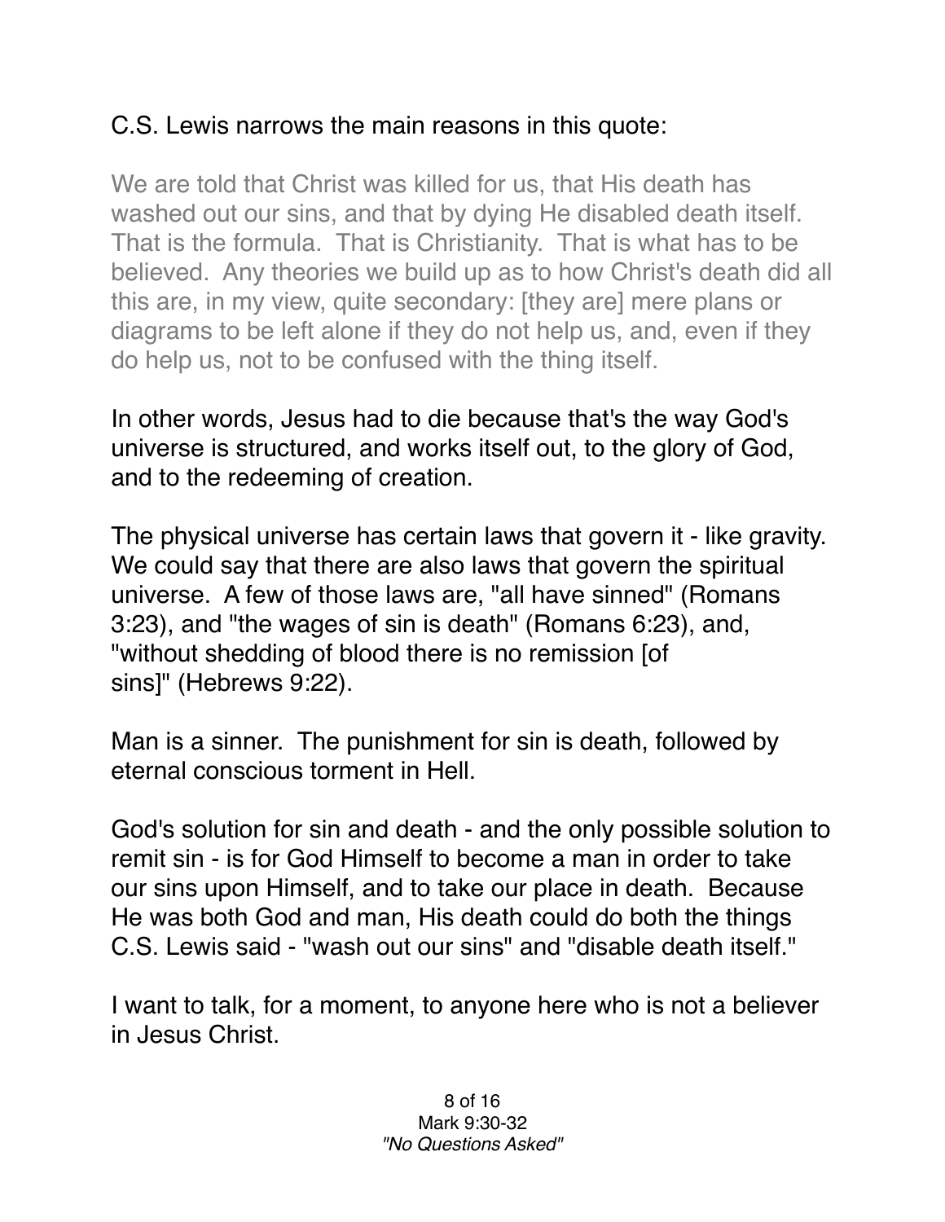C.S. Lewis narrows the main reasons in this quote:

> We are told that Christ was killed for us, that His death has washed out our sins, and that by dying He disabled death itself. That is the formula. That is Christianity. That is what has to be believed. Any theories we build up as to how Christ's death did all this are, in my view, quite secondary: [they are] mere plans or diagrams to be left alone if they do not help us, and, even if they do help us, not to be confused with the thing itself.

In other words, Jesus had to die because that's the way God's universe is structured, and works itself out, to the glory of God, and to the redeeming of creation.

The physical universe has certain laws that govern it - like gravity. We could say that there are also laws that govern the spiritual universe. A few of those laws are, "all have sinned" (Romans 3:23), and "the wages of sin is death" (Romans 6:23), and, "without shedding of blood there is no remission [of sins]" (Hebrews 9:22).

Man is a sinner. The punishment for sin is death, followed by eternal conscious torment in Hell.

God's solution for sin and death - and the only possible solution to remit sin - is for God Himself to become a man in order to take our sins upon Himself, and to take our place in death. Because He was both God and man, His death could do both the things C.S. Lewis said - "wash out our sins" and "disable death itself."

I want to talk, for a moment, to anyone here who is not a believer in Jesus Christ.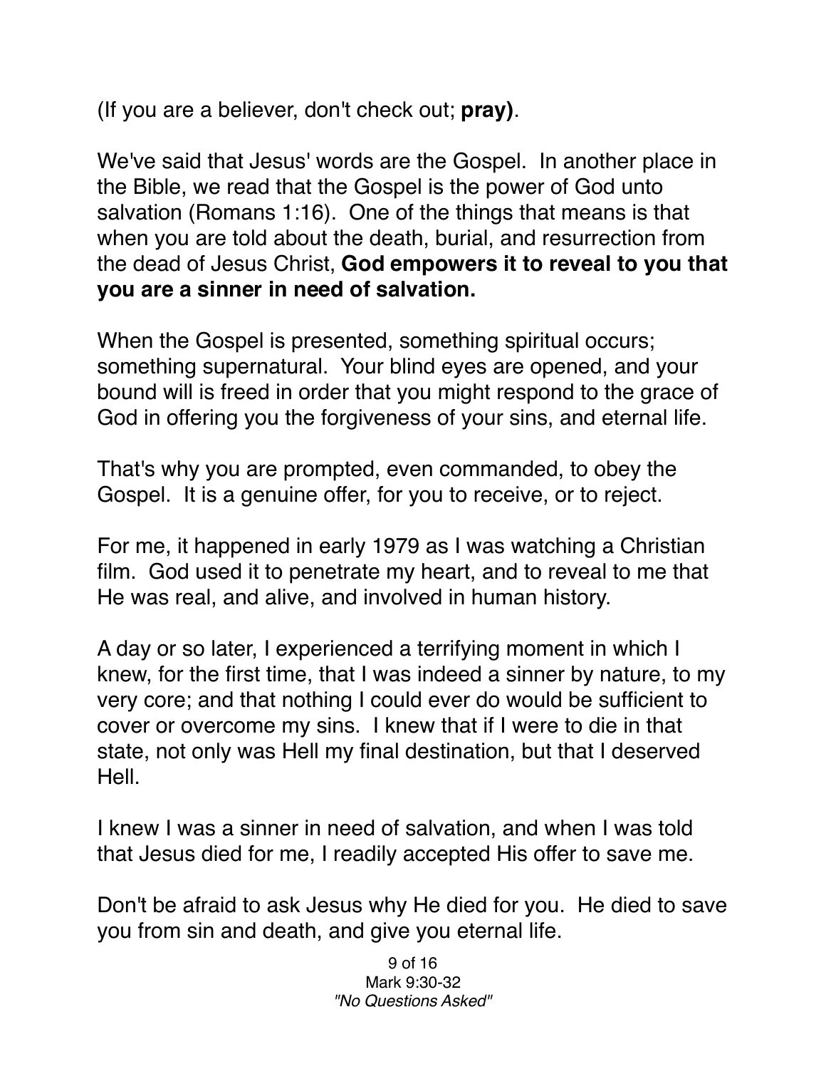(If you are a believer, don't check out; **pray)**.

We've said that Jesus' words are the Gospel. In another place in the Bible, we read that the Gospel is the power of God unto salvation (Romans 1:16). One of the things that means is that when you are told about the death, burial, and resurrection from the dead of Jesus Christ, **God empowers it to reveal to you that you are a sinner in need of salvation.**

When the Gospel is presented, something spiritual occurs; something supernatural. Your blind eyes are opened, and your bound will is freed in order that you might respond to the grace of God in offering you the forgiveness of your sins, and eternal life.

That's why you are prompted, even commanded, to obey the Gospel. It is a genuine offer, for you to receive, or to reject.

For me, it happened in early 1979 as I was watching a Christian film. God used it to penetrate my heart, and to reveal to me that He was real, and alive, and involved in human history.

A day or so later, I experienced a terrifying moment in which I knew, for the first time, that I was indeed a sinner by nature, to my very core; and that nothing I could ever do would be sufficient to cover or overcome my sins. I knew that if I were to die in that state, not only was Hell my final destination, but that I deserved Hell.

I knew I was a sinner in need of salvation, and when I was told that Jesus died for me, I readily accepted His offer to save me.

Don't be afraid to ask Jesus why He died for you. He died to save you from sin and death, and give you eternal life.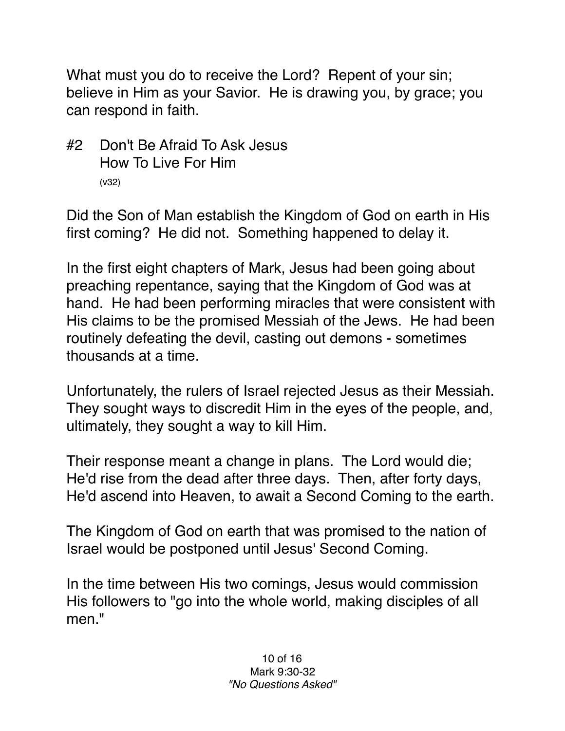What must you do to receive the Lord? Repent of your sin; believe in Him as your Savior. He is drawing you, by grace; you can respond in faith.

## #2 Don't Be Afraid To Ask Jesus How To Live For Him

(v32)

Did the Son of Man establish the Kingdom of God on earth in His first coming? He did not. Something happened to delay it.

In the first eight chapters of Mark, Jesus had been going about preaching repentance, saying that the Kingdom of God was at hand. He had been performing miracles that were consistent with His claims to be the promised Messiah of the Jews. He had been routinely defeating the devil, casting out demons - sometimes thousands at a time.

Unfortunately, the rulers of Israel rejected Jesus as their Messiah. They sought ways to discredit Him in the eyes of the people, and, ultimately, they sought a way to kill Him.

Their response meant a change in plans. The Lord would die; He'd rise from the dead after three days. Then, after forty days, He'd ascend into Heaven, to await a Second Coming to the earth.

The Kingdom of God on earth that was promised to the nation of Israel would be postponed until Jesus' Second Coming.

In the time between His two comings, Jesus would commission His followers to "go into the whole world, making disciples of all men."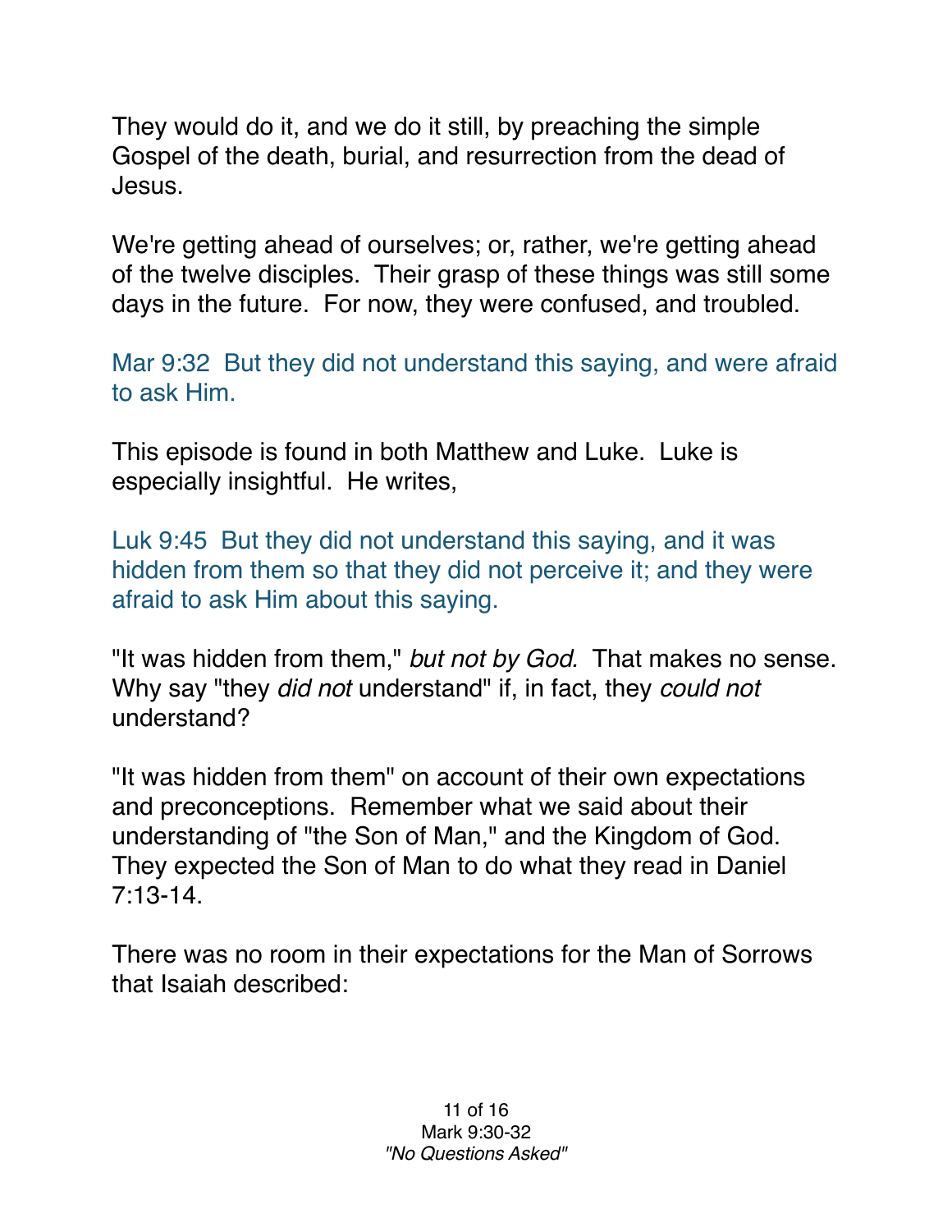They would do it, and we do it still, by preaching the simple Gospel of the death, burial, and resurrection from the dead of Jesus.

We're getting ahead of ourselves; or, rather, we're getting ahead of the twelve disciples. Their grasp of these things was still some days in the future. For now, they were confused, and troubled.

Mar 9:32 But they did not understand this saying, and were afraid to ask Him.

This episode is found in both Matthew and Luke. Luke is especially insightful. He writes,

Luk 9:45 But they did not understand this saying, and it was hidden from them so that they did not perceive it; and they were afraid to ask Him about this saying.

"It was hidden from them," *but not by God.* That makes no sense. Why say "they *did not* understand" if, in fact, they *could not* understand?

"It was hidden from them" on account of their own expectations and preconceptions. Remember what we said about their understanding of "the Son of Man," and the Kingdom of God. They expected the Son of Man to do what they read in Daniel 7:13-14.

There was no room in their expectations for the Man of Sorrows that Isaiah described: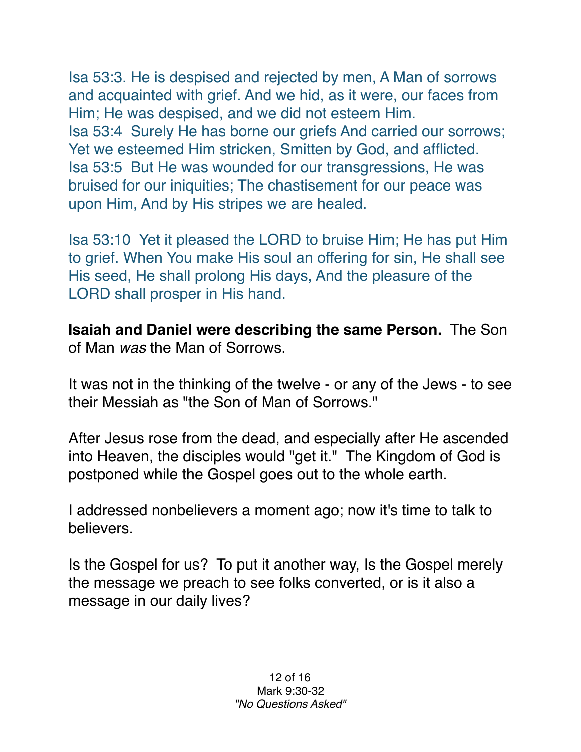Isa 53:3. He is despised and rejected by men, A Man of sorrows and acquainted with grief. And we hid, as it were, our faces from Him; He was despised, and we did not esteem Him.
Isa 53:4 Surely He has borne our griefs And carried our sorrows; Yet we esteemed Him stricken, Smitten by God, and afflicted.
Isa 53:5 But He was wounded for our transgressions, He was bruised for our iniquities; The chastisement for our peace was upon Him, And by His stripes we are healed.

Isa 53:10 Yet it pleased the LORD to bruise Him; He has put Him to grief. When You make His soul an offering for sin, He shall see His seed, He shall prolong His days, And the pleasure of the LORD shall prosper in His hand.

**Isaiah and Daniel were describing the same Person.** The Son of Man *was* the Man of Sorrows.

It was not in the thinking of the twelve - or any of the Jews - to see their Messiah as "the Son of Man of Sorrows."

After Jesus rose from the dead, and especially after He ascended into Heaven, the disciples would "get it." The Kingdom of God is postponed while the Gospel goes out to the whole earth.

I addressed nonbelievers a moment ago; now it's time to talk to believers.

Is the Gospel for us? To put it another way, Is the Gospel merely the message we preach to see folks converted, or is it also a message in our daily lives?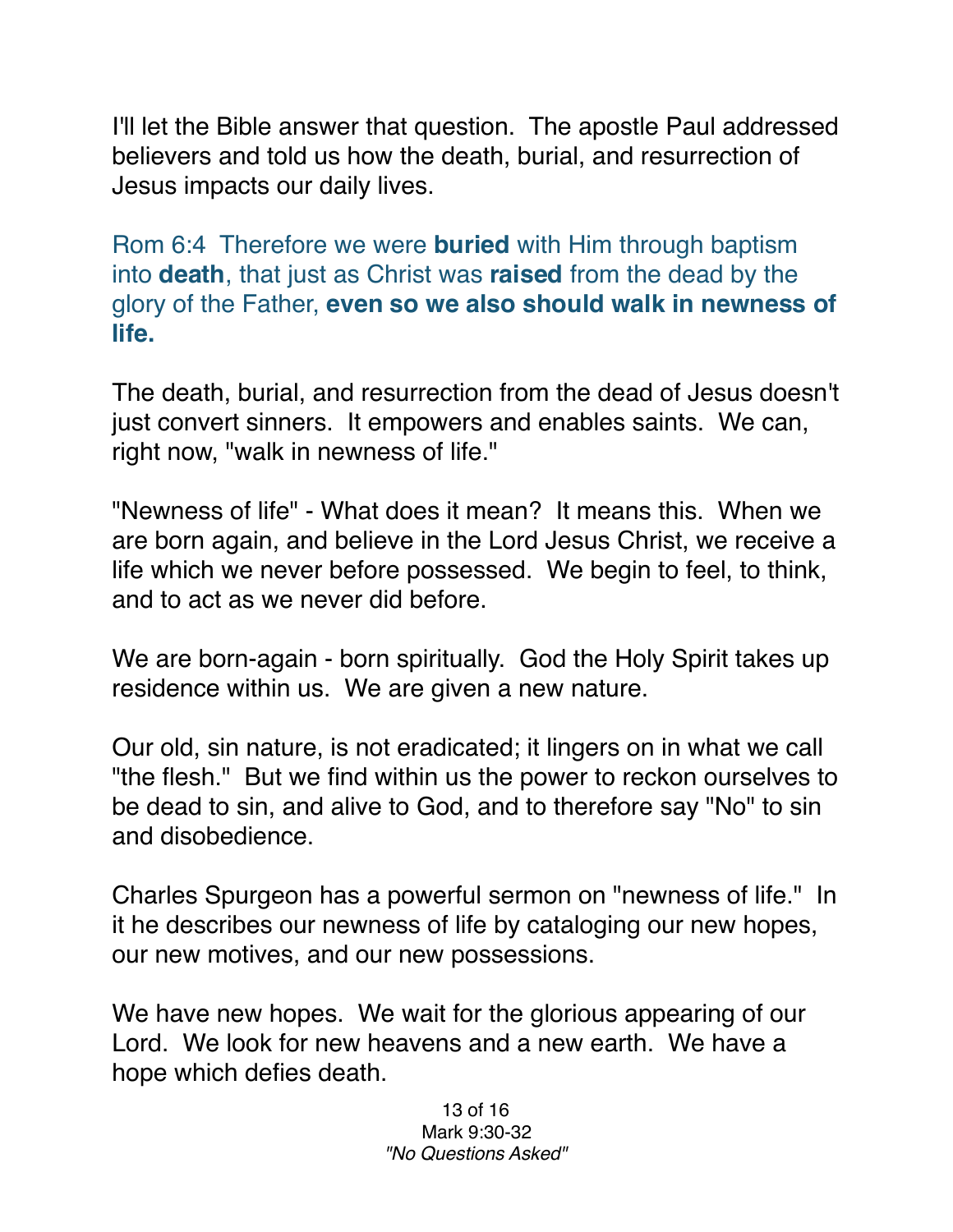I'll let the Bible answer that question. The apostle Paul addressed believers and told us how the death, burial, and resurrection of Jesus impacts our daily lives.

Rom 6:4 Therefore we were **buried** with Him through baptism into **death**, that just as Christ was **raised** from the dead by the glory of the Father, **even so we also should walk in newness of life.**

The death, burial, and resurrection from the dead of Jesus doesn't just convert sinners. It empowers and enables saints. We can, right now, "walk in newness of life."

"Newness of life" - What does it mean? It means this. When we are born again, and believe in the Lord Jesus Christ, we receive a life which we never before possessed. We begin to feel, to think, and to act as we never did before.

We are born-again - born spiritually. God the Holy Spirit takes up residence within us. We are given a new nature.

Our old, sin nature, is not eradicated; it lingers on in what we call "the flesh." But we find within us the power to reckon ourselves to be dead to sin, and alive to God, and to therefore say "No" to sin and disobedience.

Charles Spurgeon has a powerful sermon on "newness of life." In it he describes our newness of life by cataloging our new hopes, our new motives, and our new possessions.

We have new hopes. We wait for the glorious appearing of our Lord. We look for new heavens and a new earth. We have a hope which defies death.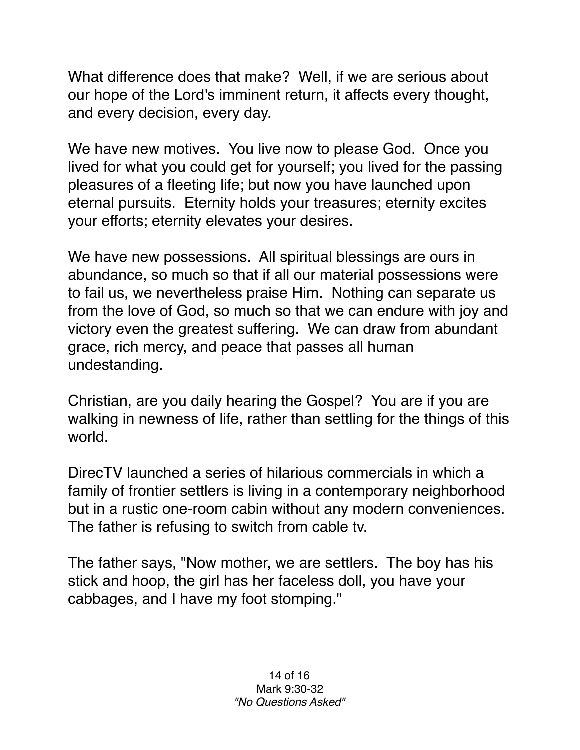What difference does that make? Well, if we are serious about our hope of the Lord's imminent return, it affects every thought, and every decision, every day.

We have new motives. You live now to please God. Once you lived for what you could get for yourself; you lived for the passing pleasures of a fleeting life; but now you have launched upon eternal pursuits. Eternity holds your treasures; eternity excites your efforts; eternity elevates your desires.

We have new possessions. All spiritual blessings are ours in abundance, so much so that if all our material possessions were to fail us, we nevertheless praise Him. Nothing can separate us from the love of God, so much so that we can endure with joy and victory even the greatest suffering. We can draw from abundant grace, rich mercy, and peace that passes all human undestanding.

Christian, are you daily hearing the Gospel? You are if you are walking in newness of life, rather than settling for the things of this world.

DirecTV launched a series of hilarious commercials in which a family of frontier settlers is living in a contemporary neighborhood but in a rustic one-room cabin without any modern conveniences. The father is refusing to switch from cable tv.

The father says, "Now mother, we are settlers. The boy has his stick and hoop, the girl has her faceless doll, you have your cabbages, and I have my foot stomping."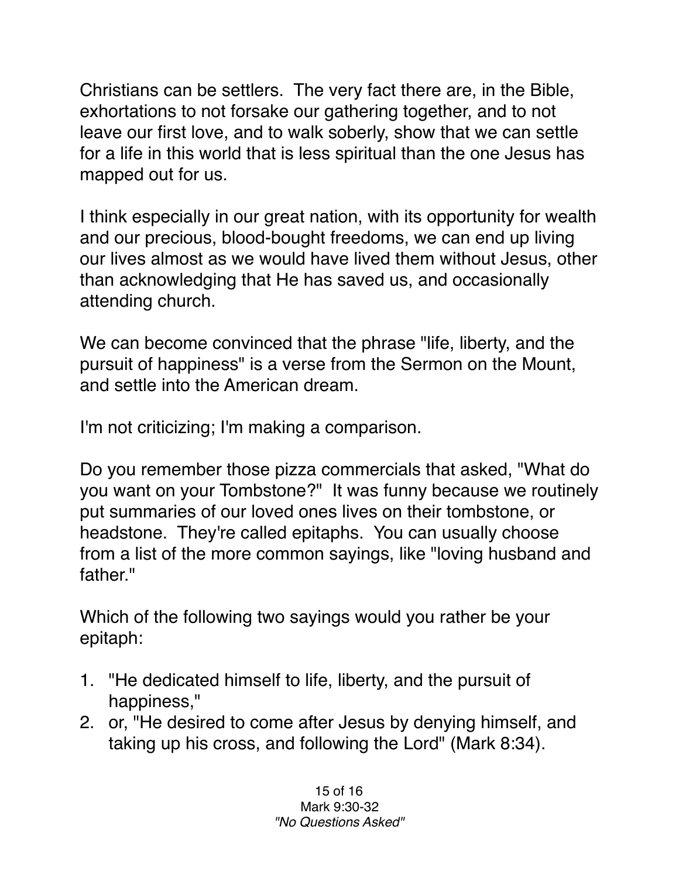Christians can be settlers. The very fact there are, in the Bible, exhortations to not forsake our gathering together, and to not leave our first love, and to walk soberly, show that we can settle for a life in this world that is less spiritual than the one Jesus has mapped out for us.

I think especially in our great nation, with its opportunity for wealth and our precious, blood-bought freedoms, we can end up living our lives almost as we would have lived them without Jesus, other than acknowledging that He has saved us, and occasionally attending church.

We can become convinced that the phrase "life, liberty, and the pursuit of happiness" is a verse from the Sermon on the Mount, and settle into the American dream.

I'm not criticizing; I'm making a comparison.

Do you remember those pizza commercials that asked, "What do you want on your Tombstone?" It was funny because we routinely put summaries of our loved ones lives on their tombstone, or headstone. They're called epitaphs. You can usually choose from a list of the more common sayings, like "loving husband and father."

Which of the following two sayings would you rather be your epitaph:

1. "He dedicated himself to life, liberty, and the pursuit of happiness,"
2. or, "He desired to come after Jesus by denying himself, and taking up his cross, and following the Lord" (Mark 8:34).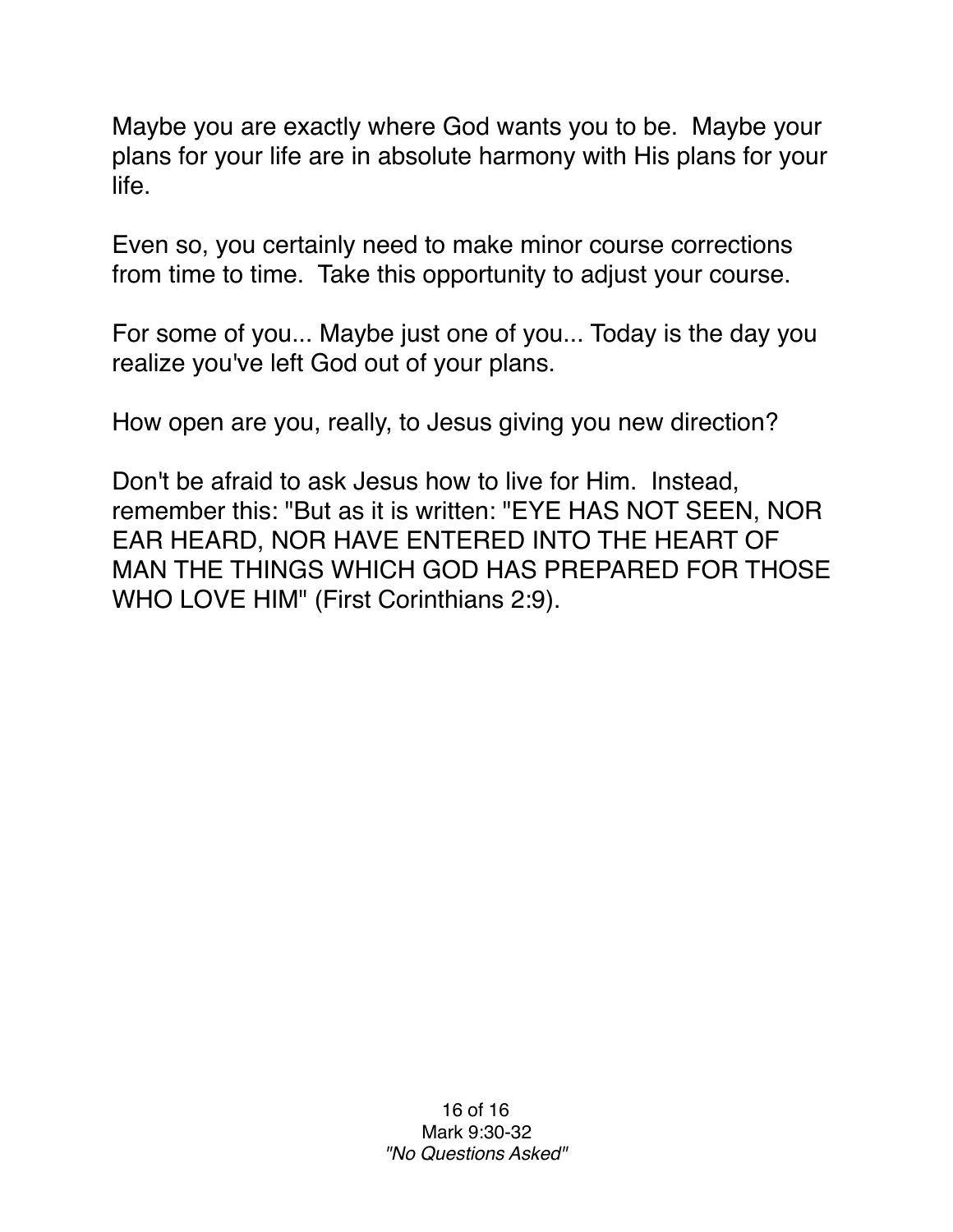Maybe you are exactly where God wants you to be. Maybe your plans for your life are in absolute harmony with His plans for your life.

Even so, you certainly need to make minor course corrections from time to time. Take this opportunity to adjust your course.

For some of you... Maybe just one of you... Today is the day you realize you've left God out of your plans.

How open are you, really, to Jesus giving you new direction?

Don't be afraid to ask Jesus how to live for Him. Instead, remember this: "But as it is written: "EYE HAS NOT SEEN, NOR EAR HEARD, NOR HAVE ENTERED INTO THE HEART OF MAN THE THINGS WHICH GOD HAS PREPARED FOR THOSE WHO LOVE HIM" (First Corinthians 2:9).